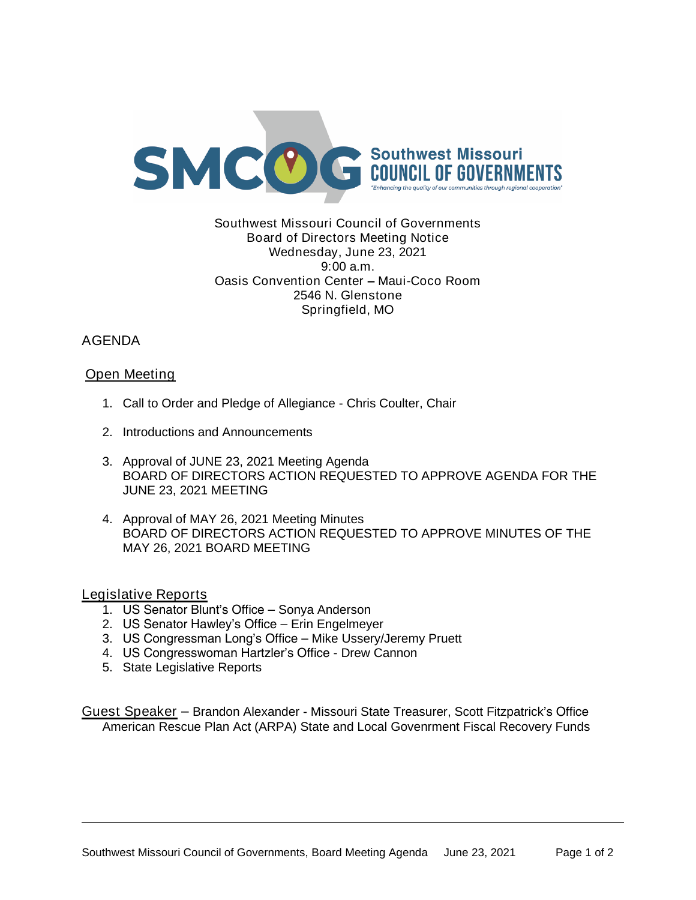Southwest Missouri Council of Governments
Board of Directors Meeting Notice
Wednesday, June 23, 2021
9:00 a.m.
Oasis Convention Center – Maui-Coco Room
2546 N. Glenstone
Springfield, MO

# AGENDA

## Open Meeting

1. Call to Order and Pledge of Allegiance - Chris Coulter, Chair

2. Introductions and Announcements

3. Approval of JUNE 23, 2021 Meeting Agenda
   BOARD OF DIRECTORS ACTION REQUESTED TO APPROVE AGENDA FOR THE JUNE 23, 2021 MEETING

4. Approval of MAY 26, 2021 Meeting Minutes
   BOARD OF DIRECTORS ACTION REQUESTED TO APPROVE MINUTES OF THE MAY 26, 2021 BOARD MEETING

## Legislative Reports

1. US Senator Blunt's Office – Sonya Anderson
2. US Senator Hawley's Office – Erin Engelmeyer
3. US Congressman Long's Office – Mike Ussery/Jeremy Pruett
4. US Congresswoman Hartzler's Office - Drew Cannon
5. State Legislative Reports

## Guest Speaker – Brandon Alexander - Missouri State Treasurer, Scott Fitzpatrick's Office

American Rescue Plan Act (ARPA) State and Local Govenrment Fiscal Recovery Funds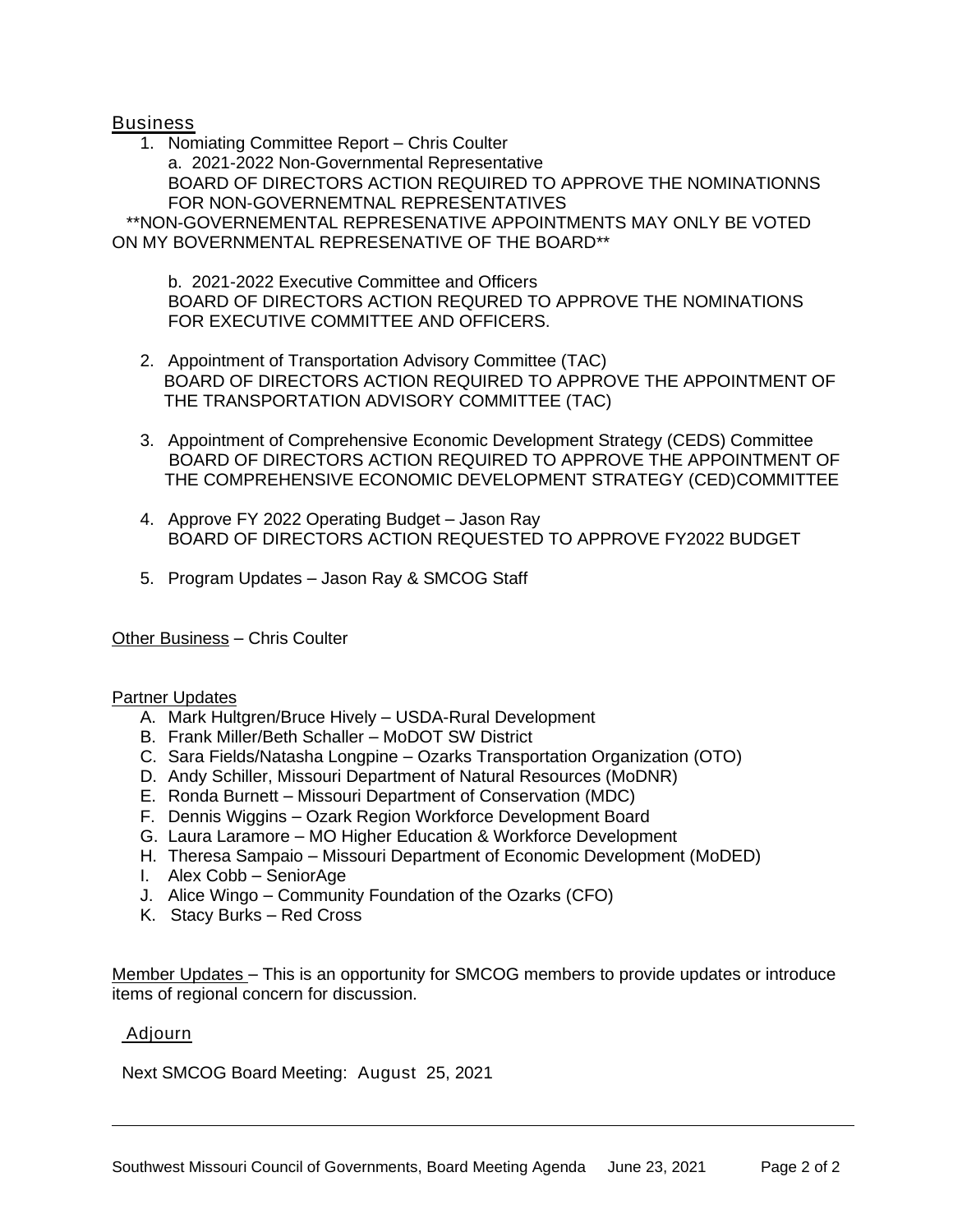## Business

1. Nomiating Committee Report – Chris Coulter

   a. 2021-2022 Non-Governmental Representative
   BOARD OF DIRECTORS ACTION REQUIRED TO APPROVE THE NOMINATIONNS FOR NON-GOVERNEMTNAL REPRESENTATIVES

   **NON-GOVERNEMENTAL REPRESENATIVE APPOINTMENTS MAY ONLY BE VOTED ON MY BOVERNMENTAL REPRESENATIVE OF THE BOARD**

   b. 2021-2022 Executive Committee and Officers
   BOARD OF DIRECTORS ACTION REQURED TO APPROVE THE NOMINATIONS FOR EXECUTIVE COMMITTEE AND OFFICERS.

2. Appointment of Transportation Advisory Committee (TAC)
   BOARD OF DIRECTORS ACTION REQUIRED TO APPROVE THE APPOINTMENT OF THE TRANSPORTATION ADVISORY COMMITTEE (TAC)

3. Appointment of Comprehensive Economic Development Strategy (CEDS) Committee
   BOARD OF DIRECTORS ACTION REQUIRED TO APPROVE THE APPOINTMENT OF THE COMPREHENSIVE ECONOMIC DEVELOPMENT STRATEGY (CED)COMMITTEE

4. Approve FY 2022 Operating Budget – Jason Ray
   BOARD OF DIRECTORS ACTION REQUESTED TO APPROVE FY2022 BUDGET

5. Program Updates – Jason Ray & SMCOG Staff

Other Business – Chris Coulter

Partner Updates

A. Mark Hultgren/Bruce Hively – USDA-Rural Development
B. Frank Miller/Beth Schaller – MoDOT SW District
C. Sara Fields/Natasha Longpine – Ozarks Transportation Organization (OTO)
D. Andy Schiller, Missouri Department of Natural Resources (MoDNR)
E. Ronda Burnett – Missouri Department of Conservation (MDC)
F. Dennis Wiggins – Ozark Region Workforce Development Board
G. Laura Laramore – MO Higher Education & Workforce Development
H. Theresa Sampaio – Missouri Department of Economic Development (MoDED)
I. Alex Cobb – SeniorAge
J. Alice Wingo – Community Foundation of the Ozarks (CFO)
K. Stacy Burks – Red Cross

Member Updates – This is an opportunity for SMCOG members to provide updates or introduce items of regional concern for discussion.

Adjourn

Next SMCOG Board Meeting: August 25, 2021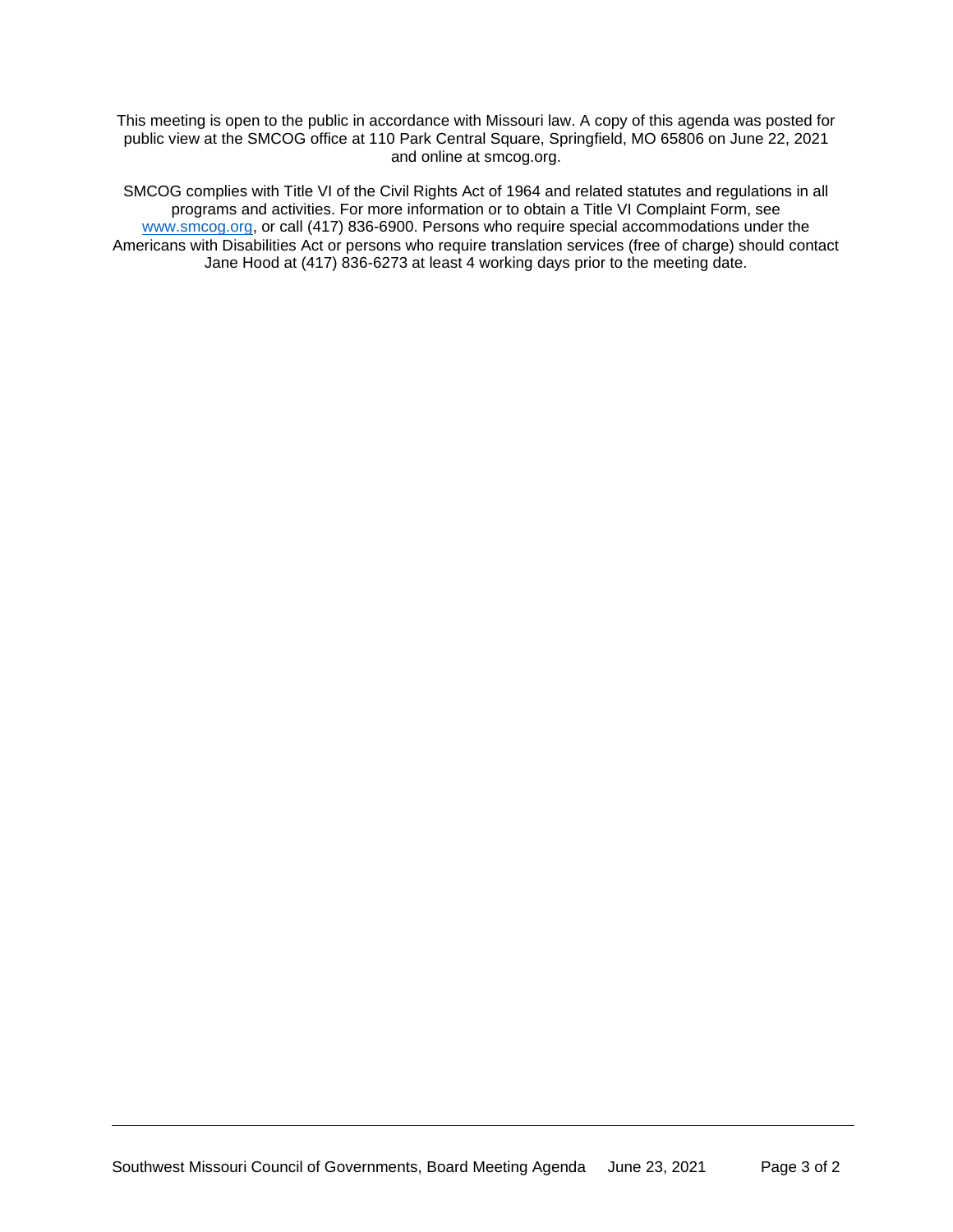This meeting is open to the public in accordance with Missouri law. A copy of this agenda was posted for public view at the SMCOG office at 110 Park Central Square, Springfield, MO 65806 on June 22, 2021 and online at smcog.org.

SMCOG complies with Title VI of the Civil Rights Act of 1964 and related statutes and regulations in all programs and activities. For more information or to obtain a Title VI Complaint Form, see www.smcog.org, or call (417) 836-6900. Persons who require special accommodations under the Americans with Disabilities Act or persons who require translation services (free of charge) should contact Jane Hood at (417) 836-6273 at least 4 working days prior to the meeting date.